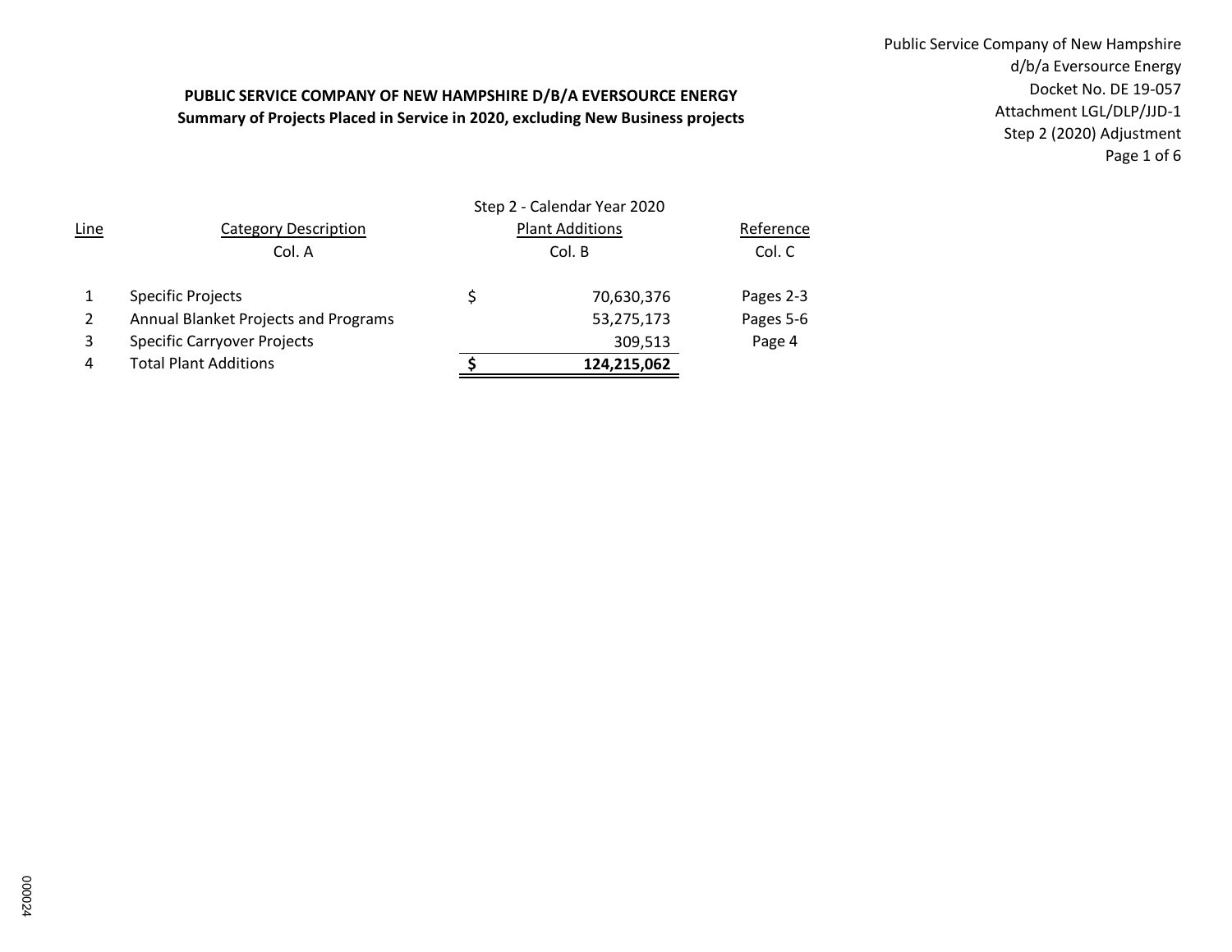Public Service Company of New Hampshire
d/b/a Eversource Energy
Docket No. DE 19-057
Attachment LGL/DLP/JJD-1
Step 2 (2020) Adjustment

**PUBLIC SERVICE COMPANY OF NEW HAMPSHIRE D/B/A EVERSOURCE ENERGY**
**Summary of Projects Placed in Service in 2020, excluding New Business projects**

| Line | Category Description | Step 2 - Calendar Year 2020 Plant Additions | Reference |
|---|---|---|---|
| | Col. A | Col. B | Col. C |
| 1 | Specific Projects | $ 70,630,376 | Pages 2-3 |
| 2 | Annual Blanket Projects and Programs | 53,275,173 | Pages 5-6 |
| 3 | Specific Carryover Projects | 309,513 | Page 4 |
| 4 | Total Plant Additions | **$ 124,215,062** | |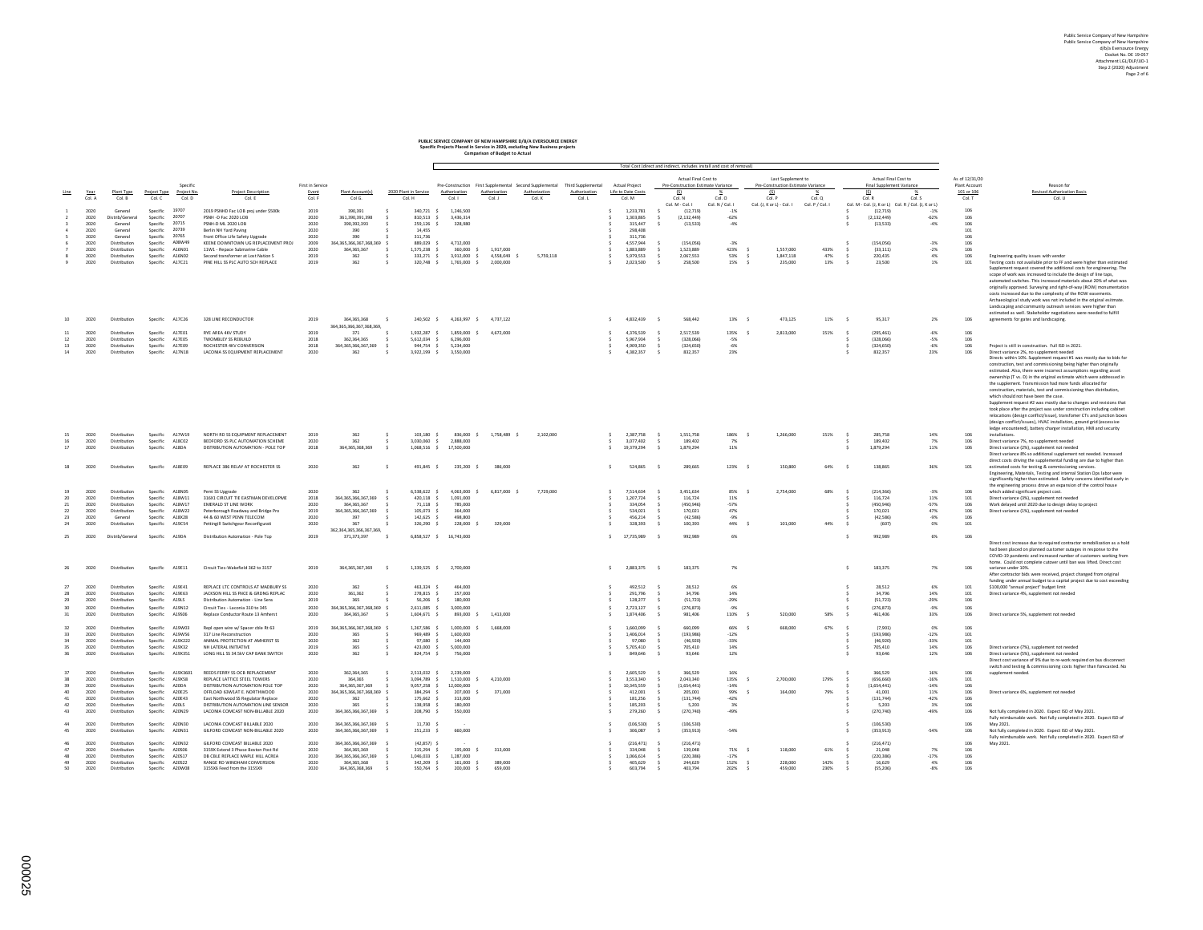**PUBLIC SERVICE COMPANY OF NEW HAMPSHIRE D/B/A EVERSOURCE ENERGY**
**Specific Projects Placed in Service in 2020, excluding New Business projects**
**Comparison of Budget to Actual**

| | | | | | | | | | Total Cost (direct and indirect, includes install and cost of removal) | | | | | | | | | | | | | |
|---|---|---|---|---|---|---|---|---|---|---|---|---|---|---|---|---|---|---|---|---|---|---|
| | | | | | | | | | | | | | | Actual Final Cost to Pre-Construction Estimate Variance | | Last Supplement to Pre-Construction Estimate Variance | | Actual Final Cost to Final Supplement Variance | | | | |
| Line | Year | Plant Type | Project Type | Specific Project No. | Project Description | First in Service Event | Plant Account(s) | 2020 Plant in Service | Pre-Construction Authorization | First Supplemental Authorization | Second Supplemental Authorization | Third Supplemental Authorization | Actual Project Life to Date Costs | ($) | % | ($) | % | ($) | % | As of 12/31/20 Plant Account 101 or 106 | Reason for Revised Authorization Basis |
| | Col. A | Col. B | Col. C | Col. D | Col. E | Col. F | Col. G | Col. H | Col. I | Col. J | Col. K | Col. L | Col. M | Col. N<br>Col. M - Col. I | Col. O<br>Col. N / Col. I | Col. P<br>Col. (J, K or L) - Col. I | Col. Q<br>Col. P / Col. I | Col. R<br>Col. M - Col. (I, J, K or L) | Col. S<br>Col. R / Col. (I, J, K or L) | Col. T | Col. U |
| 1 | 2020 | General | Specific | 19707 | 2019 PSNHD Fac LOB proj under $500k | 2019 | 390,391 | $ 340,721 | $ 1,246,500 | | | | $ 1,233,781 | $ (12,719) | -1% | | | $ (12,719) | -1% | 106 | |
| 2 | 2020 | Distrib/General | Specific | 20707 | PSNH -D Fac 2020 LOB | 2020 | 361,390,391,398 | $ 810,513 | $ 3,436,314 | | | | $ 1,303,865 | $ (2,132,449) | -62% | | | $ (2,132,449) | -62% | 106 | |
| 3 | 2020 | General | Specific | 20715 | PSNH-D ML 2020 LOB | 2020 | 390,392,393 | $ 259,126 | $ 328,980 | | | | $ 315,447 | $ (13,533) | -4% | | | $ (13,533) | -4% | 106 | |
| 4 | 2020 | General | Specific | 20739 | Berlin NH Yard Paving | 2020 | 390 | $ 14,455 | | | | | $ 298,408 | | | | | | | 101 | |
| 5 | 2020 | General | Specific | 20765 | Front Office Life Safety Upgrade | 2020 | 390 | $ 311,736 | | | | | $ 311,736 | | | | | | | 106 | |
| 6 | 2020 | Distribution | Specific | A08W49 | KEENE DOWNTOWN UG REPLACEMENT PROJ | 2009 | 364,365,366,367,368,369 | $ 889,029 | $ 4,712,000 | | | | $ 4,557,944 | $ (154,056) | -3% | | | $ (154,056) | -3% | 106 | |
| 7 | 2020 | Distribution | Specific | A16N01 | 11W1 - Repace Submarine Cable | 2020 | 364,365,367 | $ 1,575,238 | $ 360,000 | $ 1,917,000 | | | $ 1,883,889 | $ 1,523,889 | 423% | $ 1,557,000 | 433% | $ (33,111) | -2% | 106 | |
| 8 | 2020 | Distribution | Specific | A16N02 | Second transformer at Lost Nation S | 2019 | 362 | $ 333,271 | $ 3,912,000 | $ 4,558,049 | $ 5,759,118 | | $ 5,979,553 | $ 2,067,553 | 53% | $ 1,847,118 | 47% | $ 220,435 | 4% | 106 | Engineering quality issues with vendor |
| 9 | 2020 | Distribution | Specific | A17C21 | PINE HILL SS PLC AUTO SCH REPLACE | 2019 | 362 | $ 320,748 | $ 1,765,000 | $ 2,000,000 | | | $ 2,023,500 | $ 258,500 | 15% | $ 235,000 | 13% | $ 23,500 | 1% | 101 | Testing costs not available prior to FF and were higher than estimated |
| 10 | 2020 | Distribution | Specific | A17C26 | 328 LINE RECONDUCTOR | 2019 | 364,365,368 | $ 240,502 | $ 4,263,997 | $ 4,737,122 | | | $ 4,832,439 | $ 568,442 | 13% | $ 473,125 | 11% | $ 95,317 | 2% | 106 | Supplement request covered the additional costs for engineering. The scope of work was increased to include the design of line taps, automated switches. This increased materials about 20% of what was originally approved. Surveying and right-of-way (ROW) monumentation costs increased due to the complexity of the ROW easements. Archaeological study work was not included in the original estimate. Landscaping and community outreach services were higher than estimated as well. Stakeholder negotiations were needed to fulfill agreements for gates and landscaping. |
| 11 | 2020 | Distribution | Specific | A17E01 | RYE AREA 4KV STUDY | 2019 | 364,365,366,367,368,369, 371 | $ 1,932,287 | $ 1,859,000 | $ 4,672,000 | | | $ 4,376,539 | $ 2,517,539 | 135% | $ 2,813,000 | 151% | $ (295,461) | -6% | 106 | |
| 12 | 2020 | Distribution | Specific | A17E05 | TWOMBLEY SS REBUILD | 2018 | 362,364,365 | $ 5,612,034 | $ 6,296,000 | | | | $ 5,967,934 | $ (328,066) | -5% | | | $ (328,066) | -5% | 106 | |
| 13 | 2020 | Distribution | Specific | A17E09 | ROCHESTER 4KV CONVERSION | 2018 | 364,365,366,367,369 | $ 944,754 | $ 5,234,000 | | | | $ 4,909,350 | $ (324,650) | -6% | | | $ (324,650) | -6% | 106 | Project is still in construction. Full ISD in 2021. |
| 14 | 2020 | Distribution | Specific | A17N18 | LACONIA SS EQUIPMENT REPLACEMENT | 2020 | 362 | $ 3,922,199 | $ 3,550,000 | | | | $ 4,382,357 | $ 832,357 | 23% | | | $ 832,357 | 23% | 106 | Direct variance 2%, no supplement needed |
| 15 | 2020 | Distribution | Specific | A17W19 | NORTH RD SS EQUIPMENT REPLACEMENT | 2019 | 362 | $ 103,180 | $ 836,000 | $ 1,758,489 | $ 2,102,000 | | $ 2,387,758 | $ 1,551,758 | 186% | $ 1,266,000 | 151% | $ 285,758 | 14% | 106 | Directs within 10%. Supplement request #1 was mostly due to bids for construction, test and commissioning being higher than originally estimated. Also, there were incorrect assumptions regarding asset ownership (T vs. D) in the original estimate which were addressed in the supplement. Transmission had more funds allocated for construction, materials, test and commissioning than distribution, which should not have been the case. Supplement request #2 was mostly due to changes and revisions that took place after the project was under construction including cabinet relocations (design conflict/issues), transformer CTs and junction boxes (design conflict/issues), HVAC installation, ground grid (excessive ledge encountered), battery charger installation, HMI and security installations. |
| 16 | 2020 | Distribution | Specific | A18C02 | BEDFORD SS PLC AUTOMATION SCHEME | 2020 | 362 | $ 3,030,060 | $ 2,888,000 | | | | $ 3,077,402 | $ 189,402 | 7% | | | $ 189,402 | 7% | 106 | Direct variance 7%, no supplement needed |
| 17 | 2020 | Distribution | Specific | A18DA | DISTRIBUTION AUTOMATION - POLE TOP | 2018 | 364,365,368,369 | $ 1,068,516 | $ 17,500,000 | | | | $ 19,379,294 | $ 1,879,294 | 11% | | | $ 1,879,294 | 11% | 106 | Direct variance (2%), supplement not needed |
| 18 | 2020 | Distribution | Specific | A18E09 | REPLACE 386 RELAY AT ROCHESTER SS | 2020 | 362 | $ 491,845 | $ 235,200 | $ 386,000 | | | $ 524,865 | $ 289,665 | 123% | $ 150,800 | 64% | $ 138,865 | 36% | 101 | Direct variance 8% so additional supplement not needed. Increased direct costs driving the supplemental funding are due to higher than estimated costs for testing & commissioning services. |
| 19 | 2020 | Distribution | Specific | A18N05 | Pemi SS Upgrade | 2020 | 362 | $ 6,538,622 | $ 4,063,000 | $ 6,817,000 | $ 7,729,000 | | $ 7,514,634 | $ 3,451,634 | 85% | $ 2,754,000 | 68% | $ (214,366) | -3% | 106 | Engineering, Materials, Testing and internal Station Ops labor were significantly higher than estimated. Safety concerns identified early in the engineering process drove an expansion of the control house which added significant project cost. |
| 20 | 2020 | Distribution | Specific | A18W11 | 316X1 CIRCUIT TIE EASTMAN DEVELOPMNE | 2018 | 364,365,366,367,369 | $ 420,118 | $ 1,091,000 | | | | $ 1,207,724 | $ 116,724 | 11% | | | $ 116,724 | 11% | 101 | Direct variance (2%), supplement not needed |
| 21 | 2020 | Distribution | Specific | A18W17 | EMERALD ST LINE WORK | 2020 | 364,365,367 | $ 71,118 | $ 785,000 | | | | $ 334,054 | $ (450,946) | -57% | | | $ (450,946) | -57% | 106 | Work delayed until 2020 due to design delay to project |
| 22 | 2020 | Distribution | Specific | A18W22 | Peterborough Roadway and Bridge Pro | 2019 | 364,365,366,367,369 | $ 105,073 | $ 364,000 | | | | $ 534,021 | $ 170,021 | 47% | | | $ 170,021 | 47% | 106 | Direct variance (1%), supplement not needed |
| 23 | 2020 | General | Specific | A18X28 | 44 & 60 WEST PENN TELECOM | 2020 | 397 | $ 142,625 | $ 498,800 | | | | $ 456,214 | $ (42,586) | -9% | | | $ (42,586) | -9% | 106 | |
| 24 | 2020 | Distribution | Specific | A19C54 | Pettingill Switchgear Reconfigurati | 2020 | 367 | $ 326,290 | $ 228,000 | $ 329,000 | | | $ 328,393 | $ 100,393 | 44% | $ 101,000 | 44% | $ (607) | 0% | 101 | |
| 25 | 2020 | Distrib/General | Specific | A19DA | Distribution Automation - Pole Top | 2019 | 362,364,365,366,367,368,369, 371,373,397 | $ 6,858,527 | $ 16,743,000 | | | | $ 17,735,989 | $ 992,989 | 6% | | | $ 992,989 | 6% | 106 | |
| 26 | 2020 | Distribution | Specific | A19E11 | Circuit Ties-Wakefield 362 to 3157 | 2019 | 364,365,367,369 | $ 1,339,525 | $ 2,700,000 | | | | $ 2,883,375 | $ 183,375 | 7% | | | $ 183,375 | 7% | 106 | Direct cost increase due to required contractor remobilization as a hold had been placed on planned customer outages in response to the COVID-19 pandemic and increased number of customers working from home. Could not complete cutover until ban was lifted. Direct cost variance under 10%. |
| 27 | 2020 | Distribution | Specific | A19E41 | REPLACE LTC CONTROLS AT MADBURY SS | 2020 | 362 | $ 463,324 | $ 464,000 | | | | $ 492,512 | $ 28,512 | 6% | | | $ 28,512 | 6% | 101 | After contractor bids were received, project changed from original funding under annual budget to a capital project due to cost exceeding $100,000 "annual project" budget limit |
| 28 | 2020 | Distribution | Specific | A19E63 | JACKSON HILL SS RNCE & GRDNG REPLAC | 2020 | 361,362 | $ 278,815 | $ 257,000 | | | | $ 291,796 | $ 34,796 | 14% | | | $ 34,796 | 14% | 101 | Direct variance 4%, supplement not needed |
| 29 | 2020 | Distribution | Specific | A19LS | Distribution Automation - Line Sens | 2019 | 365 | $ 56,206 | $ 180,000 | | | | $ 128,277 | $ (51,723) | -29% | | | $ (51,723) | -29% | 106 | |
| 30 | 2020 | Distribution | Specific | A19N12 | Circuit Ties - Laconia 310 to 345 | 2020 | 364,365,366,367,368,369 | $ 2,611,085 | $ 3,000,000 | | | | $ 2,723,127 | $ (276,873) | -9% | | | $ (276,873) | -9% | 106 | |
| 31 | 2020 | Distribution | Specific | A19N26 | Replace Conductor Route 13 Amherst | 2020 | 364,365,367 | $ 1,604,671 | $ 893,000 | $ 1,413,000 | | | $ 1,874,406 | $ 981,406 | 110% | $ 520,000 | 58% | $ 461,406 | 33% | 106 | Direct variance 5%, supplement not needed |
| 32 | 2020 | Distribution | Specific | A19W03 | Repl open wire w/ Spacer cble Rt 63 | 2019 | 364,365,366,367,368,369 | $ 1,267,586 | $ 1,000,000 | $ 1,668,000 | | | $ 1,660,099 | $ 660,099 | 66% | $ 668,000 | 67% | $ (7,901) | 0% | 106 | |
| 33 | 2020 | Distribution | Specific | A19W56 | 317 Line Reconstruction | 2020 | 365 | $ 969,489 | $ 1,600,000 | | | | $ 1,406,014 | $ (193,986) | -12% | | | $ (193,986) | -12% | 101 | |
| 34 | 2020 | Distribution | Specific | A19X222 | ANIMAL PROTECTION AT AMHERST SS | 2020 | 362 | $ 97,080 | $ 144,000 | | | | $ 97,080 | $ (46,920) | -33% | | | $ (46,920) | -33% | 101 | |
| 35 | 2020 | Distribution | Specific | A19X32 | NH LATERAL INITIATIVE | 2019 | 365 | $ 423,000 | $ 5,000,000 | | | | $ 5,705,410 | $ 705,410 | 14% | | | $ 705,410 | 14% | 106 | Direct variance (7%), supplement not needed |
| 36 | 2020 | Distribution | Specific | A19X351 | LONG HILL SS 34.5kV CAP BANK SWITCH | 2020 | 362 | $ 824,754 | $ 756,000 | | | | $ 849,646 | $ 93,646 | 12% | | | $ 93,646 | 12% | 106 | Direct variance (5%), supplement not needed |
| 37 | 2020 | Distribution | Specific | A19X3601 | REEDS FERRY SS OCB REPLACEMENT | 2020 | 362,364,365 | $ 2,513,032 | $ 2,239,000 | | | | $ 2,605,529 | $ 366,529 | 16% | | | $ 366,529 | 16% | 106 | Direct cost variance of 9% due to re-work required on bus disconnect switch and testing & commissioning costs higher than forecasted. No supplement needed. |
| 38 | 2020 | Distribution | Specific | A19X58 | REPLACE LATTICE STEEL TOWERS | 2020 | 364,365 | $ 3,094,789 | $ 1,510,000 | $ 4,210,000 | | | $ 3,553,340 | $ 2,043,340 | 135% | $ 2,700,000 | 179% | $ (656,660) | -16% | 101 | |
| 39 | 2020 | Distribution | Specific | A20DA | DISTRIBUTION AUTOMATION POLE TOP | 2020 | 364,365,367,369 | $ 9,057,258 | $ 12,000,000 | | | | $ 10,345,559 | $ (1,654,441) | -14% | | | $ (1,654,441) | -14% | 106 | |
| 40 | 2020 | Distribution | Specific | A20E25 | OFFLOAD 69W1AT E. NORTHWOOD | 2020 | 364,365,366,367,368,369 | $ 384,294 | $ 207,000 | $ 371,000 | | | $ 412,001 | $ 205,001 | 99% | $ 164,000 | 79% | $ 41,001 | 11% | 106 | Direct variance 6%, supplement not needed |
| 41 | 2020 | Distribution | Specific | A20E43 | East Northwood SS Regulator Replace | 2020 | 362 | $ 175,662 | $ 313,000 | | | | $ 181,256 | $ (131,744) | -42% | | | $ (131,744) | -42% | 106 | |
| 42 | 2020 | Distribution | Specific | A20LS | DISTRIBUTION AUTOMATION LINE SENSOR | 2020 | 365 | $ 138,958 | $ 180,000 | | | | $ 185,203 | $ 5,203 | 3% | | | $ 5,203 | 3% | 106 | |
| 43 | 2020 | Distribution | Specific | A20N29 | LACONIA COMCAST NON-BILLABLE 2020 | 2020 | 364,365,366,367,369 | $ 208,790 | $ 550,000 | | | | $ 279,260 | $ (270,740) | -49% | | | $ (270,740) | -49% | 106 | Not fully completed in 2020. Expect ISD of May 2021. |
| 44 | 2020 | Distribution | Specific | A20N30 | LACONIA COMCAST BILLABLE 2020 | 2020 | 364,365,366,367,369 | $ 11,730 | $ - | | | | $ (106,530) | $ (106,530) | | | | $ (106,530) | | 106 | Fully reimbursable work. Not fully completed in 2020. Expect ISD of May 2021. |
| 45 | 2020 | Distribution | Specific | A20N31 | GILFORD COMCAST NON-BILLABLE 2020 | 2020 | 364,365,366,367,369 | $ 251,233 | $ 660,000 | | | | $ 306,087 | $ (353,913) | -54% | | | $ (353,913) | -54% | 106 | Not fully completed in 2020. Expect ISD of May 2021. |
| 46 | 2020 | Distribution | Specific | A20N32 | GILFORD COMCAST BILLABLE 2020 | 2020 | 364,365,366,367,369 | $ (42,857) | $ - | | | | $ (216,471) | $ (216,471) | | | | $ (216,471) | | 106 | Fully reimbursable work. Not fully completed in 2020. Expect ISD of May 2021. |
| 47 | 2020 | Distribution | Specific | A20S06 | 3159X Extend 3 Phase Boston Post Rd | 2020 | 364,365,369 | $ 315,294 | $ 195,000 | $ 313,000 | | | $ 334,048 | $ 139,048 | 71% | $ 118,000 | 61% | $ 21,048 | 7% | 106 | |
| 48 | 2020 | Distribution | Specific | A20S17 | DB CBLE REPLACE MAPLE HILL ACREA | 2020 | 364,365,366,367,369 | $ 1,046,033 | $ 1,287,000 | | | | $ 1,066,614 | $ (220,386) | -17% | | | $ (220,386) | -17% | 106 | |
| 49 | 2020 | Distribution | Specific | A20S22 | RANGE RD WINDHAM CONVERSION | 2020 | 364,365,368 | $ 342,209 | $ 161,000 | $ 389,000 | | | $ 405,629 | $ 244,629 | 152% | $ 228,000 | 142% | $ 16,629 | 4% | 106 | |
| 50 | 2020 | Distribution | Specific | A20W08 | 3155X6 Feed from the 3155X9 | 2020 | 364,365,368,369 | $ 550,764 | $ 200,000 | $ 659,000 | | | $ 603,794 | $ 403,794 | 202% | $ 459,000 | 230% | $ (55,206) | -8% | 106 | |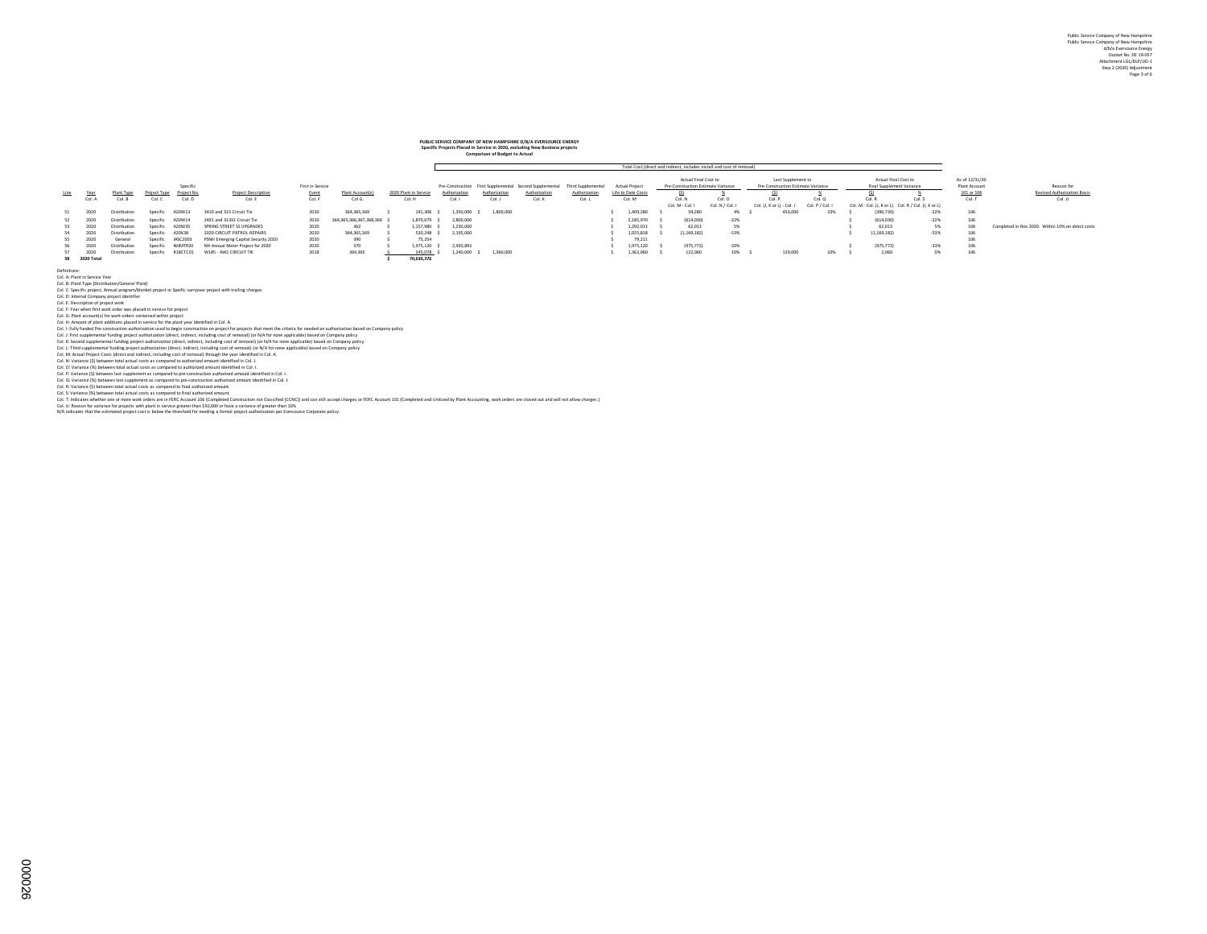Public Service Company of New Hampshire
Public Service Company of New Hampshire
d/b/a Eversource Energy
Docket No. DE 19-057
Attachment LGL/DLP/JJD-1
Step 2 (2020) Adjustment

**PUBLIC SERVICE COMPANY OF NEW HAMPSHIRE D/B/A EVERSOURCE ENERGY**
**Specific Projects Placed in Service in 2020, excluding New Business projects**
**Comparison of Budget to Actual**

| Line | Year | Plant Type | Project Type | Specific Project No. | Project Description | First in Service Event | Plant Account(s) | 2020 Plant in Service | Pre-Construction Authorization | First Supplemental Authorization | Second Supplemental Authorization | Third Supplemental Authorization | Actual Project Life to Date Costs | Actual Final Cost to Pre-Construction Estimate Variance ($) | Actual Final Cost to Pre-Construction Estimate Variance (%) | Last Supplement to Pre-Construction Estimate Variance ($) | Last Supplement to Pre-Construction Estimate Variance (%) | Actual Final Cost to Final Supplement Variance ($) | Actual Final Cost to Final Supplement Variance (%) | As of 12/31/20 Plant Account 101 or 106 | Reason for Revised Authorization Basis |
|---|---|---|---|---|---|---|---|---|---|---|---|---|---|---|---|---|---|---|---|---|---|
| | Col. A | Col. B | Col. C | Col. D | Col. E | Col. F | Col. G | Col. H | Col. I | Col. J | Col. K | Col. L | Col. M | Col. N | Col. O | Col. P | Col. Q | Col. R | Col. S | Col. T | Col. U |
| | | | | | | | | | | | | | | Col. M - Col. I | Col. N / Col. I | Col. (J, K or L) - Col. I | Col. P / Col. I | Col. M - Col. (J, K or L) | Col. R / Col. (J, K or L) | | |
| 51 | 2020 | Distribution | Specific | A20W13 | 3410 and 315 Circuit Tie | 2020 | 364,365,369 | $ 141,306 | $ 1,350,000 | $ 1,800,000 | | | $ 1,409,280 | $ 59,280 | 4% | $ 450,000 | 33% | $ (390,720) | -22% | 106 | |
| 52 | 2020 | Distribution | Specific | A20W14 | 24X1 and 313X1 Circuit Tie | 2020 | 364,365,366,367,368,369 | $ 1,870,079 | $ 2,800,000 | | | | $ 2,185,970 | $ (614,030) | -22% | | | $ (614,030) | -22% | 106 | |
| 53 | 2020 | Distribution | Specific | A20W35 | SPRING STREET SS UPGRADES | 2020 | 362 | $ 1,157,980 | $ 1,230,000 | | | | $ 1,292,013 | $ 62,013 | 5% | | | $ 62,013 | 5% | 106 | Completed in Nov 2020. Within 10% on direct costs |
| 54 | 2020 | Distribution | Specific | A20X38 | 2020 CIRCUIT PATROL REPAIRS | 2020 | 364,365,369 | $ 520,248 | $ 2,195,000 | | | | $ 1,025,818 | $ (1,169,182) | -53% | | | $ (1,169,182) | -53% | 106 | |
| 55 | 2020 | General | Specific | IASC2003 | PSNH Emerging Capital Security 2020 | 2020 | 390 | $ 75,254 | | | | | $ 79,211 | | | | | | | 106 | |
| 56 | 2020 | Distribution | Specific | NHMTR20 | NH Annual Meter Project for 2020 | 2020 | 370 | $ 1,975,120 | $ 2,950,892 | | | | $ 1,975,120 | $ (975,772) | -33% | | | $ (975,772) | -33% | 106 | |
| 57 | 2020 | Distribution | Specific | R18CTC01 | W185 - 4W1 CIRCUIT TIE | 2018 | 364,365 | $ 245,078 | $ 1,240,000 | $ 1,360,000 | | | $ 1,362,060 | $ 122,060 | 10% | $ 120,000 | 10% | $ 2,060 | 0% | 106 | |
| **58** | **2020 Total** | | | | | | | $ 70,630,376 | | | | | | | | | | | | | |

Note: Columns I through S fall under "Total Cost (direct and indirect, includes install and cost of removal)".

Definitions:
Col. A: Plant in Service Year
Col. B: Plant Type (Distribution/General Plant)
Col. C: Specific project, Annual program/blanket project or Specific carryover project with trailing charges
Col. D: Internal Company project identifier
Col. E: Description of project work
Col. F: Year when first work order was placed in service for project
Col. G: Plant account(s) for work orders contained within project
Col. H: Amount of plant additions placed in service for the plant year identified in Col. A.
Col. I: Fully funded Pre-construction authorization used to begin construction on project for projects that meet the criteria for needed an authorization based on Company policy
Col. J: First supplemental funding project authorization (direct, indirect, including cost of removal) (or N/A for none applicable) based on Company policy
Col. K: Second supplemental funding project authorization (direct, indirect, including cost of removal) (or N/A for none applicable) based on Company policy
Col. L: Third supplemental funding project authorization (direct, indirect, including cost of removal) (or N/A for none applicable) based on Company policy
Col. M: Actual Project Costs (direct and indirect, including cost of removal) through the year identified in Col. A.
Col. N: Variance ($) between total actual costs as compared to authorized amount identified in Col. I.
Col. O: Variance (%) between total actual costs as compared to authorized amount identified in Col. I.
Col. P: Variance ($) between last supplement as compared to pre-construction authorized amount identified in Col. I.
Col. Q: Variance (%) between last supplement as compared to pre-construction authorized amount identified in Col. I.
Col. R: Variance ($) between total actual costs as compared to final authorized amount.
Col. S: Variance (%) between total actual costs as compared to final authorized amount.
Col. T: Indicates whether one or more work orders are in FERC Account 106 (Completed Construction not Classified (CCNC)) and can still accept charges or FERC Account 101 (Completed and Unitized by Plant Accounting, work orders are closed out and will not allow charges.)
Col. U: Reason for variance for projects with plant in service greater than $50,000 or have a variance of greater than 10%
N/A indicates that the estimated project cost is below the threshold for needing a formal project authorization per Eversource Corporate policy.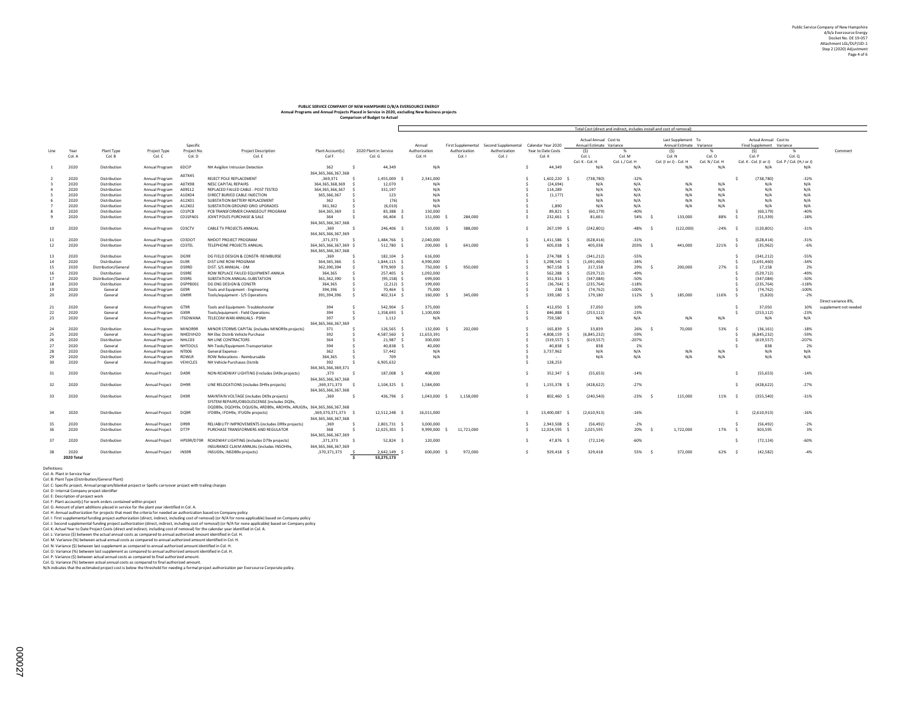Public Service Company of New Hampshire
d/b/a Eversource Energy
Docket No. DE 19-057
Attachment LGL/DLP/JJD-1
Step 2 (2020) Adjustment

# PUBLIC SERVICE COMPANY OF NEW HAMPSHIRE D/B/A EVERSOURCE ENERGY
## Annual Programs and Annual Projects Placed in Service in 2020, excluding New Business projects
### Comparison of Budget to Actual

Total Cost (direct and indirect, includes install and cost of removal)

| Line | Year<br>Col. A | Plant Type<br>Col. B | Project Type<br>Col. C | Specific Project No.<br>Col. D | Project Description<br>Col. E | Plant Account(s)<br>Col. F. | 2020 Plant in Service<br>Col. G | Annual Authorization<br>Col. H | First Supplemental Authorization<br>Col. I | Second Supplemental Authorization<br>Col. J | Calendar Year 2020 Year to Date Costs<br>Col. K | Actual Annual Estimate Variance ($)<br>Col. L<br>Col. K - Col. H | Cost to Variance %<br>Col. M<br>Col. L / Col. H | Last Supplement Annual Estimate Variance ($)<br>Col. N<br>Col. (I or J) - Col. H | To Variance %<br>Col. O<br>Col. N / Col. H | Actual Annual Final Supplement Variance ($)<br>Col. P<br>Col. K - Col. (I or J) | Cost to Variance %<br>Col. Q<br>Col. P / Col. (H, I or J) | Comment |
|---|---|---|---|---|---|---|---|---|---|---|---|---|---|---|---|---|---|---|
| 1 | 2020 | Distribution | Annual Program | 6DCIP | NH Avigilon Intrusion Detection | 362 | $ 44,349 | N/A | | | $ 44,349 | N/A | N/A | N/A | N/A | N/A | N/A | |
| 2 | 2020 | Distribution | Annual Program | A07X45 | REJECT POLE REPLACEMENT | 364,365,366,367,368,369,371 | $ 1,455,009 | $ 2,341,000 | | | $ 1,602,220 | $ (738,780) | -32% | | | $ (738,780) | -32% | |
| 3 | 2020 | Distribution | Annual Program | A07X98 | NESC CAPITAL REPAIRS | 364,365,368,369 | $ 12,070 | N/A | | | $ (24,694) | N/A | N/A | N/A | N/A | N/A | N/A | |
| 4 | 2020 | Distribution | Annual Program | A09S12 | REPLACED FAILED CABLE - POST TESTED | 364,365,366,367 | $ 331,197 | N/A | | | $ 114,289 | N/A | N/A | N/A | N/A | N/A | N/A | |
| 5 | 2020 | Distribution | Annual Program | A10X04 | DIRECT BURIED CABLE INJECTION | 365,366,367 | $ 123 | N/A | | | $ (1,177) | N/A | N/A | N/A | N/A | N/A | N/A | |
| 6 | 2020 | Distribution | Annual Program | A12X01 | SUBSTATION BATTERY REPLACEMENT | 362 | $ (76) | N/A | | | $ - | N/A | N/A | N/A | N/A | N/A | N/A | |
| 7 | 2020 | Distribution | Annual Program | A12X02 | SUBSTATION GROUND GRID UPGRADES | 361,362 | $ (6,010) | N/A | | | $ 1,890 | N/A | N/A | N/A | N/A | N/A | N/A | |
| 8 | 2020 | Distribution | Annual Program | C01PCB | PCB TRANSFORMER CHANGEOUT PROGRAM | 364,365,369 | $ 83,388 | $ 150,000 | | | $ 89,821 | $ (60,179) | -40% | | | $ (60,179) | -40% | |
| 9 | 2020 | Distribution | Annual Program | C01SPA01 | JOINT POLES PURCHASE & SALE | 364 | $ 66,404 | $ 151,000 | $ 284,000 | | $ 232,661 | $ 81,661 | 54% | $ 133,000 | 88% | $ (51,339) | -18% | |
| 10 | 2020 | Distribution | Annual Program | C03CTV | CABLE TV PROJECTS ANNUAL | 364,365,366,367,368,369 | $ 246,406 | $ 510,000 | $ 388,000 | | $ 267,199 | $ (242,801) | -48% | $ (122,000) | -24% | $ (120,801) | -31% | |
| 11 | 2020 | Distribution | Annual Program | C03DOT | NHDOT PROJECT PROGRAM | 364,365,366,367,369,371,373 | $ 1,484,766 | $ 2,040,000 | | | $ 1,411,586 | $ (628,414) | -31% | | | $ (628,414) | -31% | |
| 12 | 2020 | Distribution | Annual Program | C03TEL | TELEPHONE PROJECTS ANNUAL | 364,365,366,367,369 | $ 512,780 | $ 200,000 | $ 641,000 | | $ 605,038 | $ 405,038 | 203% | $ 441,000 | 221% | $ (35,962) | -6% | |
| 13 | 2020 | Distribution | Annual Program | DG9R | DG FIELD DESIGN & CONSTR- REIMBURSE | 364,365,366,367,368,369 | $ 182,104 | $ 616,000 | | | $ 274,788 | $ (341,212) | -55% | | | $ (341,212) | -55% | |
| 14 | 2020 | Distribution | Annual Program | DL9R | DIST LINE ROW PROGRAM | 364,365,366 | $ 1,844,115 | $ 4,990,000 | | | $ 3,298,540 | $ (1,691,460) | -34% | | | $ (1,691,460) | -34% | |
| 15 | 2020 | Distribution/General | Annual Program | DS9RD | DIST. S/S ANNUAL - DM | 362,390,394 | $ 979,909 | $ 750,000 | $ 950,000 | | $ 967,158 | $ 217,158 | 29% | $ 200,000 | 27% | $ 17,158 | 2% | |
| 16 | 2020 | Distribution | Annual Program | DS9RE | ROW REPLACE FAILED EQUIPMENT-ANNUA | 364,365 | $ 257,405 | $ 1,092,000 | | | $ 562,288 | $ (529,712) | -49% | | | $ (529,712) | -49% | |
| 17 | 2020 | Distribution/General | Annual Program | DS9RS | SUBSTATION ANNUAL-SUBSTATION | 361,362,390 | $ (95,158) | $ 699,000 | | | $ 351,916 | $ (347,084) | -50% | | | $ (347,084) | -50% | |
| 18 | 2020 | Distribution | Annual Program | DSPP8001 | DG ENG DESIGN & CONSTR | 364,365 | $ (2,212) | $ 199,000 | | | $ (36,764) | $ (235,764) | -118% | | | $ (235,764) | -118% | |
| 19 | 2020 | General | Annual Program | GE9R | Tools and Equipment - Engineering | 394,396 | $ 70,464 | $ 75,000 | | | $ 238 | $ (74,762) | -100% | | | $ (74,762) | -100% | |
| 20 | 2020 | General | Annual Program | GM9R | Tools/equipment - S/S Operations | 391,394,396 | $ 402,314 | $ 160,000 | $ 345,000 | | $ 339,180 | $ 179,180 | 112% | $ 185,000 | 116% | $ (5,820) | -2% | Direct variance 8%, supplement not needed |
| 21 | 2020 | General | Annual Program | GT9R | Tools and Equipment- Troubleshooter | 394 | $ 542,904 | $ 375,000 | | | $ 412,050 | $ 37,050 | 10% | | | $ 37,050 | 10% | |
| 22 | 2020 | General | Annual Program | GX9R | Tools/equipment - Field Operations | 394 | $ 1,358,693 | $ 1,100,000 | | | $ 846,888 | $ (253,112) | -23% | | | $ (253,112) | -23% | |
| 23 | 2020 | General | Annual Program | IT6DWANA | TELECOM WAN ANNUALS - PSNH | 397 | $ 1,112 | N/A | | | $ 759,580 | N/A | N/A | N/A | N/A | N/A | N/A | |
| 24 | 2020 | Distribution | Annual Program | MINOR9R | MINOR STORMS CAPITAL (includes MINOR9x projects) | 364,365,366,367,369,371 | $ 126,565 | $ 132,000 | $ 202,000 | | $ 165,839 | $ 33,839 | 26% | $ 70,000 | 53% | $ (36,161) | -18% | |
| 25 | 2020 | General | Annual Program | NHEDVH20 | NH Elec Distrib Vehicle Purchase | 392 | $ 4,587,560 | $ 11,653,391 | | | $ 4,808,159 | $ (6,845,232) | -59% | | | $ (6,845,232) | -59% | |
| 26 | 2020 | Distribution | Annual Program | NHLC03 | NH LINE CONTRACTORS | 364 | $ 21,987 | $ 300,000 | | | $ (319,557) | $ (619,557) | -207% | | | $ (619,557) | -207% | |
| 27 | 2020 | General | Annual Program | NHTOOLS | NH-Tools/Equipment-Transportation | 394 | $ 40,838 | $ 40,000 | | | $ 40,838 | $ 838 | 2% | | | $ 838 | 2% | |
| 28 | 2020 | Distribution | Annual Program | NT006 | General Expense - | 362 | $ 57,442 | N/A | | | $ 3,737,962 | N/A | N/A | N/A | N/A | N/A | N/A | |
| 29 | 2020 | Distribution | Annual Program | ROWLR | ROW Relocations - Reimbursable | 364,365 | $ 709 | N/A | | | $ - | N/A | N/A | N/A | N/A | N/A | N/A | |
| 30 | 2020 | General | Annual Program | VEHICLES | NH Vehicle Purchases Distrib | 392 | $ 6,905,632 | | | | $ 128,253 | | | | | | | |
| 31 | 2020 | Distribution | Annual Project | DA9R | NON-ROADWAY LIGHTING (Includes DA9x projects) | 364,365,366,367,369,371,373 | $ 187,008 | $ 408,000 | | | $ 352,347 | $ (55,653) | -14% | | | $ (55,653) | -14% | |
| 32 | 2020 | Distribution | Annual Project | DH9R | LINE RELOCATIONS (includes DH9x projects) | 364,365,366,367,368,369,371,373 | $ 1,104,325 | $ 1,584,000 | | | $ 1,155,378 | $ (428,622) | -27% | | | $ (428,622) | -27% | |
| 33 | 2020 | Distribution | Annual Project | DK9R | MAINTAIN VOLTAGE (includes DK9x projects) | 364,365,366,367,368,369 | $ 436,796 | $ 1,043,000 | $ 1,158,000 | | $ 802,460 | $ (240,540) | -23% | $ 115,000 | 11% | $ (355,540) | -31% | |
| 34 | 2020 | Distribution | Annual Project | DQ9R | SYSTEM REPAIRS/OBSOLESCENSE (includes DQ9x, DQDB9x, DQOH9x, DQUG9x, ARDB9x, AROH9x, ARUG9x, IFDB9x, IFOH9x, IFUG9x projects) | 364,365,366,367,368,369,370,371,373 | $ 12,512,248 | $ 16,011,000 | | | $ 13,400,087 | $ (2,610,913) | -16% | | | $ (2,610,913) | -16% | |
| 35 | 2020 | Distribution | Annual Project | DR9R | RELIABILITY IMPROVEMENTS (includes DR9x projects) | 364,365,366,367,368,369 | $ 2,801,731 | $ 3,000,000 | | | $ 2,943,508 | $ (56,492) | -2% | | | $ (56,492) | -2% | |
| 36 | 2020 | Distribution | Annual Project | DT7P | PURCHASE TRANSFORMERS AND REGULATOR | 368 | $ 12,025,303 | $ 9,999,000 | $ 11,721,000 | | $ 12,024,595 | $ 2,025,595 | 20% | $ 1,722,000 | 17% | $ 303,595 | 3% | |
| 37 | 2020 | Distribution | Annual Project | HPS9R/D79R | ROADWAY LIGHTING (includes D79x projects) | 364,365,366,367,369,371,373 | $ 52,824 | $ 120,000 | | | $ 47,876 | $ (72,124) | -60% | | | $ (72,124) | -60% | |
| 38 | 2020 | Distribution | Annual Project | IN59R | INSURANCE CLAIM ANNUAL (includes INSOH9x, INSUG9x, INSDB9x projects) | 364,365,366,367,369,370,371,373 | $ 2,642,149 | $ 600,000 | $ 972,000 | | $ 929,418 | $ 329,418 | 55% | $ 372,000 | 62% | $ (42,582) | -4% | |
| | 2020 Total | | | | | | $ 53,275,173 | | | | | | | | | | | |

Definitions:
Col. A: Plant in Service Year
Col. B: Plant Type (Distribution/General Plant)
Col. C: Specific project, Annual program/blanket project or Speific carryover project with trailing charges
Col. D: Internal Company project identifier
Col. E: Description of project work
Col. F: Plant account(s) for work orders contained within project
Col. G: Amount of plant additions placed in service for the plant year identified in Col. A.
Col. H: Annual authorization for projects that meet the criteria for needed an authorization based on Company policy
Col. I: First supplemental funding project authorization (direct, indirect, including cost of removal) (or N/A for none applicable) based on Company policy
Col. J: Second supplemental funding project authorization (direct, indirect, including cost of removal) (or N/A for none applicable) based on Company policy
Col. K: Actual Year to Date Project Costs (direct and indirect, including cost of removal) for the calendar year identified in Col. A.
Col. L: Variance ($) between the actual annual costs as compared to annual authorized amount identified in Col. H.
Col. M: Variance (%) between actual annual costs as compared to annual authorized amount identified in Col. H.
Col. N: Variance ($) between last supplement as compared to annual authorized amount identified in Col. H.
Col. O: Variance (%) between last supplement as compared to annual authorized amount identified in Col. H.
Col. P: Variance ($) between actual annual costs as compared to final authorized amount.
Col. Q: Variance (%) between actual annual costs as compared to final authorized amount.
N/A indicates that the estimated project cost is below the threshold for needing a formal project authorization per Eversource Corporate policy.

000027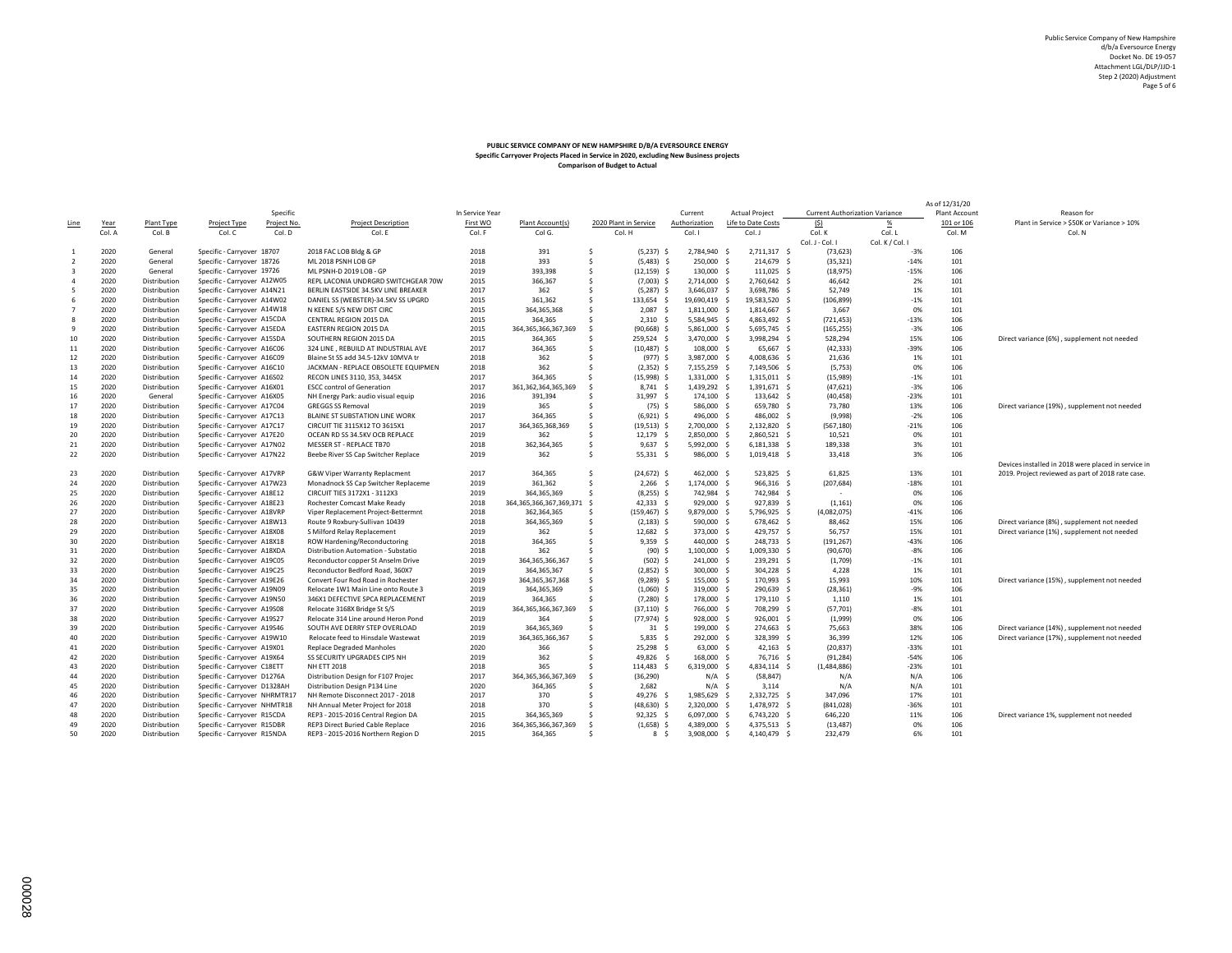Public Service Company of New Hampshire
d/b/a Eversource Energy
Docket No. DE 19-057
Attachment LGL/DLP/JJD-1
Step 2 (2020) Adjustment

**PUBLIC SERVICE COMPANY OF NEW HAMPSHIRE D/B/A EVERSOURCE ENERGY**
**Specific Carryover Projects Placed in Service in 2020, excluding New Business projects**
**Comparison of Budget to Actual**

| Line | Year | Plant Type | Project Type | Specific Project No. | Project Description | In Service Year First WO | Plant Account(s) | 2020 Plant in Service | Current Authorization | Actual Project Life to Date Costs | Current Authorization Variance ($) | Current Authorization Variance % | As of 12/31/20 Plant Account 101 or 106 | Reason for Plant in Service > $50K or Variance > 10% |
|---|---|---|---|---|---|---|---|---|---|---|---|---|---|---|
| | Col. A | Col. B | Col. C | Col. D | Col. E | Col. F | Col G. | Col. H | Col. I | Col. J | Col. K | Col. L | Col. M | Col. N |
| | | | | | | | | | | | Col. J - Col. I | Col. K / Col. I | | |
| 1 | 2020 | General | Specific - Carryover | 18707 | 2018 FAC LOB Bldg & GP | 2018 | 391 | $ (5,237) | $ 2,784,940 | $ 2,711,317 | $ (73,623) | -3% | 106 | |
| 2 | 2020 | General | Specific - Carryover | 18726 | ML 2018 PSNH LOB GP | 2018 | 393 | $ (5,483) | $ 250,000 | $ 214,679 | $ (35,321) | -14% | 101 | |
| 3 | 2020 | General | Specific - Carryover | 19726 | ML PSNH-D 2019 LOB - GP | 2019 | 393,398 | $ (12,159) | $ 130,000 | $ 111,025 | $ (18,975) | -15% | 106 | |
| 4 | 2020 | Distribution | Specific - Carryover | A12W05 | REPL LACONIA UNDRGRD SWITCHGEAR 70W | 2015 | 366,367 | $ (7,003) | $ 2,714,000 | $ 2,760,642 | $ 46,642 | 2% | 101 | |
| 5 | 2020 | Distribution | Specific - Carryover | A14N21 | BERLIN EASTSIDE 34.5KV LINE BREAKER | 2017 | 362 | $ (5,287) | $ 3,646,037 | $ 3,698,786 | $ 52,749 | 1% | 101 | |
| 6 | 2020 | Distribution | Specific - Carryover | A14W02 | DANIEL SS (WEBSTER)-34.5KV SS UPGRD | 2015 | 361,362 | $ 133,654 | $ 19,690,419 | $ 19,583,520 | $ (106,899) | -1% | 101 | |
| 7 | 2020 | Distribution | Specific - Carryover | A14W18 | N KEENE S/S NEW DIST CIRC | 2015 | 364,365,368 | $ 2,087 | $ 1,811,000 | $ 1,814,667 | $ 3,667 | 0% | 101 | |
| 8 | 2020 | Distribution | Specific - Carryover | A15CDA | CENTRAL REGION 2015 DA | 2015 | 364,365 | $ 2,310 | $ 5,584,945 | $ 4,863,492 | $ (721,453) | -13% | 106 | |
| 9 | 2020 | Distribution | Specific - Carryover | A15EDA | EASTERN REGION 2015 DA | 2015 | 364,365,366,367,369 | $ (90,668) | $ 5,861,000 | $ 5,695,745 | $ (165,255) | -3% | 106 | |
| 10 | 2020 | Distribution | Specific - Carryover | A15SDA | SOUTHERN REGION 2015 DA | 2015 | 364,365 | $ 259,524 | $ 3,470,000 | $ 3,998,294 | $ 528,294 | 15% | 106 | Direct variance (6%) , supplement not needed |
| 11 | 2020 | Distribution | Specific - Carryover | A16C06 | 324 LINE , REBUILD AT INDUSTRIAL AVE | 2017 | 364,365 | $ (10,487) | $ 108,000 | $ 65,667 | $ (42,333) | -39% | 106 | |
| 12 | 2020 | Distribution | Specific - Carryover | A16C09 | Blaine St SS add 34.5-12kV 10MVA tr | 2018 | 362 | $ (977) | $ 3,987,000 | $ 4,008,636 | $ 21,636 | 1% | 101 | |
| 13 | 2020 | Distribution | Specific - Carryover | A16C10 | JACKMAN - REPLACE OBSOLETE EQUIPMEN | 2018 | 362 | $ (2,352) | $ 7,155,259 | $ 7,149,506 | $ (5,753) | 0% | 106 | |
| 14 | 2020 | Distribution | Specific - Carryover | A16S02 | RECON LINES 3110, 353, 3445X | 2017 | 364,365 | $ (15,998) | $ 1,331,000 | $ 1,315,011 | $ (15,989) | -1% | 101 | |
| 15 | 2020 | Distribution | Specific - Carryover | A16X01 | ESCC control of Generation | 2017 | 361,362,364,365,369 | $ 8,741 | $ 1,439,292 | $ 1,391,671 | $ (47,621) | -3% | 106 | |
| 16 | 2020 | General | Specific - Carryover | A16X05 | NH Energy Park: audio visual equip | 2016 | 391,394 | $ 31,997 | $ 174,100 | $ 133,642 | $ (40,458) | -23% | 101 | |
| 17 | 2020 | Distribution | Specific - Carryover | A17C04 | GREGGS SS Removal | 2019 | 365 | $ (75) | $ 586,000 | $ 659,780 | $ 73,780 | 13% | 106 | Direct variance (19%) , supplement not needed |
| 18 | 2020 | Distribution | Specific - Carryover | A17C13 | BLAINE ST SUBSTATION LINE WORK | 2017 | 364,365 | $ (6,921) | $ 496,000 | $ 486,002 | $ (9,998) | -2% | 106 | |
| 19 | 2020 | Distribution | Specific - Carryover | A17C17 | CIRCUIT TIE 3115X12 TO 3615X1 | 2017 | 364,365,368,369 | $ (19,513) | $ 2,700,000 | $ 2,132,820 | $ (567,180) | -21% | 106 | |
| 20 | 2020 | Distribution | Specific - Carryover | A17E20 | OCEAN RD SS 34.5KV OCB REPLACE | 2019 | 362 | $ 12,179 | $ 2,850,000 | $ 2,860,521 | $ 10,521 | 0% | 101 | |
| 21 | 2020 | Distribution | Specific - Carryover | A17N02 | MESSER ST - REPLACE TB70 | 2018 | 362,364,365 | $ 9,637 | $ 5,992,000 | $ 6,181,338 | $ 189,338 | 3% | 101 | |
| 22 | 2020 | Distribution | Specific - Carryover | A17N22 | Beebe River SS Cap Switcher Replace | 2019 | 362 | $ 55,331 | $ 986,000 | $ 1,019,418 | $ 33,418 | 3% | 106 | |
| 23 | 2020 | Distribution | Specific - Carryover | A17VRP | G&W Viper Warranty Replacment | 2017 | 364,365 | $ (24,672) | $ 462,000 | $ 523,825 | $ 61,825 | 13% | 101 | Devices installed in 2018 were placed in service in 2019. Project reviewed as part of 2018 rate case. |
| 24 | 2020 | Distribution | Specific - Carryover | A17W23 | Monadnock SS Cap Switcher Replaceme | 2019 | 361,362 | $ 2,266 | $ 1,174,000 | $ 966,316 | $ (207,684) | -18% | 101 | |
| 25 | 2020 | Distribution | Specific - Carryover | A18E12 | CIRCUIT TIES 3172X1 - 3112X3 | 2019 | 364,365,369 | $ (8,255) | $ 742,984 | $ 742,984 | $ - | 0% | 106 | |
| 26 | 2020 | Distribution | Specific - Carryover | A18E23 | Rochester Comcast Make Ready | 2018 | 364,365,366,367,369,371 | $ 42,333 | $ 929,000 | $ 927,839 | $ (1,161) | 0% | 106 | |
| 27 | 2020 | Distribution | Specific - Carryover | A18VRP | Viper Replacement Project-Bettermnt | 2018 | 362,364,365 | $ (159,467) | $ 9,879,000 | $ 5,796,925 | $ (4,082,075) | -41% | 106 | |
| 28 | 2020 | Distribution | Specific - Carryover | A18W13 | Route 9 Roxbury-Sullivan 10439 | 2018 | 364,365,369 | $ (2,183) | $ 590,000 | $ 678,462 | $ 88,462 | 15% | 106 | Direct variance (8%) , supplement not needed |
| 29 | 2020 | Distribution | Specific - Carryover | A18X08 | S Milford Relay Replacement | 2019 | 362 | $ 12,682 | $ 373,000 | $ 429,757 | $ 56,757 | 15% | 101 | Direct variance (1%) , supplement not needed |
| 30 | 2020 | Distribution | Specific - Carryover | A18X18 | ROW Hardening/Reconductoring | 2018 | 364,365 | $ 9,359 | $ 440,000 | $ 248,733 | $ (191,267) | -43% | 106 | |
| 31 | 2020 | Distribution | Specific - Carryover | A18XDA | Distribution Automation - Substatio | 2018 | 362 | $ (90) | $ 1,100,000 | $ 1,009,330 | $ (90,670) | -8% | 106 | |
| 32 | 2020 | Distribution | Specific - Carryover | A19C05 | Reconductor copper St Anselm Drive | 2019 | 364,365,366,367 | $ (502) | $ 241,000 | $ 239,291 | $ (1,709) | -1% | 101 | |
| 33 | 2020 | Distribution | Specific - Carryover | A19C25 | Reconductor Bedford Road, 360X7 | 2019 | 364,365,367 | $ (2,852) | $ 300,000 | $ 304,228 | $ 4,228 | 1% | 101 | |
| 34 | 2020 | Distribution | Specific - Carryover | A19E26 | Convert Four Rod Road in Rochester | 2019 | 364,365,367,368 | $ (9,289) | $ 155,000 | $ 170,993 | $ 15,993 | 10% | 101 | Direct variance (15%) , supplement not needed |
| 35 | 2020 | Distribution | Specific - Carryover | A19N09 | Relocate 1W1 Main Line onto Route 3 | 2019 | 364,365,369 | $ (1,060) | $ 319,000 | $ 290,639 | $ (28,361) | -9% | 106 | |
| 36 | 2020 | Distribution | Specific - Carryover | A19N50 | 346X1 DEFECTIVE SPCA REPLACEMENT | 2019 | 364,365 | $ (7,280) | $ 178,000 | $ 179,110 | $ 1,110 | 1% | 101 | |
| 37 | 2020 | Distribution | Specific - Carryover | A19S08 | Relocate 3168X Bridge St S/S | 2019 | 364,365,366,367,369 | $ (37,110) | $ 766,000 | $ 708,299 | $ (57,701) | -8% | 101 | |
| 38 | 2020 | Distribution | Specific - Carryover | A19S27 | Relocate 314 Line around Heron Pond | 2019 | 364 | $ (77,974) | $ 928,000 | $ 926,001 | $ (1,999) | 0% | 106 | |
| 39 | 2020 | Distribution | Specific - Carryover | A19S46 | SOUTH AVE DERRY STEP OVERLOAD | 2019 | 364,365,369 | $ 31 | $ 199,000 | $ 274,663 | $ 75,663 | 38% | 106 | Direct variance (14%) , supplement not needed |
| 40 | 2020 | Distribution | Specific - Carryover | A19W10 | Relocate feed to Hinsdale Wastewat | 2019 | 364,365,366,367 | $ 5,835 | $ 292,000 | $ 328,399 | $ 36,399 | 12% | 106 | Direct variance (17%) , supplement not needed |
| 41 | 2020 | Distribution | Specific - Carryover | A19X01 | Replace Degraded Manholes | 2020 | 366 | $ 25,298 | $ 63,000 | $ 42,163 | $ (20,837) | -33% | 101 | |
| 42 | 2020 | Distribution | Specific - Carryover | A19X64 | SS SECURITY UPGRADES CIP5 NH | 2019 | 362 | $ 49,826 | $ 168,000 | $ 76,716 | $ (91,284) | -54% | 106 | |
| 43 | 2020 | Distribution | Specific - Carryover | C18ETT | NH ETT 2018 | 2018 | 365 | $ 114,483 | $ 6,319,000 | $ 4,834,114 | $ (1,484,886) | -23% | 101 | |
| 44 | 2020 | Distribution | Specific - Carryover | D1276A | Distribution Design for F107 Projec | 2017 | 364,365,366,367,369 | $ (36,290) | N/A | $ (58,847) | N/A | N/A | 106 | |
| 45 | 2020 | Distribution | Specific - Carryover | D1328AH | Distribution Design P134 Line | 2020 | 364,365 | $ 2,682 | N/A | $ 3,114 | N/A | N/A | 101 | |
| 46 | 2020 | Distribution | Specific - Carryover | NHRMTR17 | NH Remote Disconnect 2017 - 2018 | 2017 | 370 | $ 49,276 | $ 1,985,629 | $ 2,332,725 | $ 347,096 | 17% | 101 | |
| 47 | 2020 | Distribution | Specific - Carryover | NHMTR18 | NH Annual Meter Project for 2018 | 2018 | 370 | $ (48,630) | $ 2,320,000 | $ 1,478,972 | $ (841,028) | -36% | 101 | |
| 48 | 2020 | Distribution | Specific - Carryover | R15CDA | REP3 - 2015-2016 Central Region DA | 2015 | 364,365,369 | $ 92,325 | $ 6,097,000 | $ 6,743,220 | $ 646,220 | 11% | 106 | Direct variance 1%, supplement not needed |
| 49 | 2020 | Distribution | Specific - Carryover | R15DBR | REP3 Direct Buried Cable Replace | 2016 | 364,365,366,367,369 | $ (1,658) | $ 4,389,000 | $ 4,375,513 | $ (13,487) | 0% | 106 | |
| 50 | 2020 | Distribution | Specific - Carryover | R15NDA | REP3 - 2015-2016 Northern Region D | 2015 | 364,365 | $ 8 | $ 3,908,000 | $ 4,140,479 | $ 232,479 | 6% | 101 | |

000028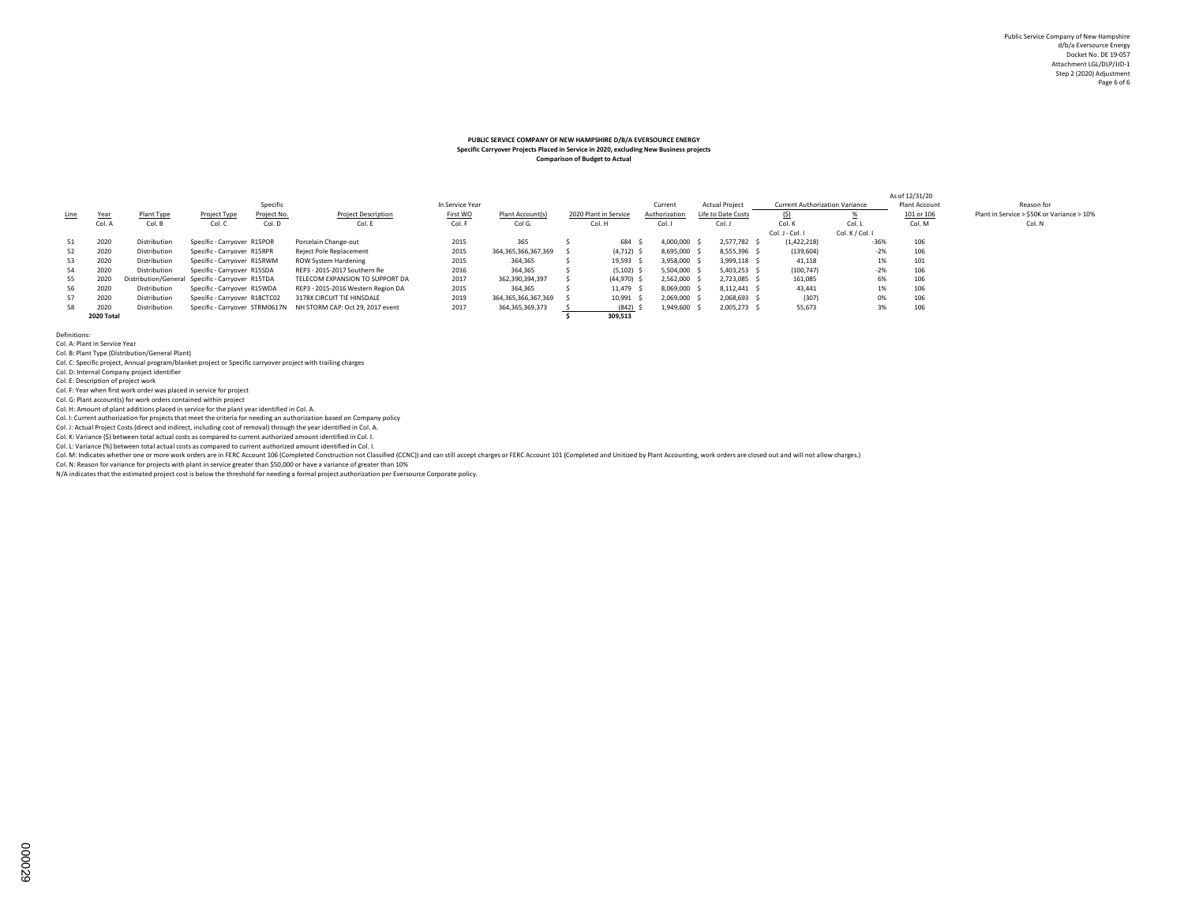Public Service Company of New Hampshire
d/b/a Eversource Energy
Docket No. DE 19-057
Attachment LGL/DLP/JJD-1
Step 2 (2020) Adjustment

**PUBLIC SERVICE COMPANY OF NEW HAMPSHIRE D/B/A EVERSOURCE ENERGY**
**Specific Carryover Projects Placed in Service in 2020, excluding New Business projects**
**Comparison of Budget to Actual**

| Line | Year | Plant Type | Project Type | Specific Project No. | Project Description | In Service Year First WO | Plant Account(s) | 2020 Plant in Service | Current Authorization | Actual Project Life to Date Costs | Current Authorization Variance ($) | Current Authorization Variance % | As of 12/31/20 Plant Account 101 or 106 | Reason for Plant in Service > $50K or Variance > 10% |
|---|---|---|---|---|---|---|---|---|---|---|---|---|---|---|
| | Col. A | Col. B | Col. C | Col. D | Col. E | Col. F | Col G. | Col. H | Col. I | Col. J | Col. K | Col. L | Col. M | Col. N |
| | | | | | | | | | | | Col. J - Col. I | Col. K / Col. I | | |
| 51 | 2020 | Distribution | Specific - Carryover | R15POR | Porcelain Change-out | 2015 | 365 | $ 684 | $ 4,000,000 | $ 2,577,782 | $ (1,422,218) | -36% | 106 | |
| 52 | 2020 | Distribution | Specific - Carryover | R15RPR | Reject Pole Replacement | 2015 | 364,365,366,367,369 | $ (4,712) | $ 8,695,000 | $ 8,555,396 | $ (139,604) | -2% | 106 | |
| 53 | 2020 | Distribution | Specific - Carryover | R15RWM | ROW System Hardening | 2015 | 364,365 | $ 19,593 | $ 3,958,000 | $ 3,999,118 | $ 41,118 | 1% | 101 | |
| 54 | 2020 | Distribution | Specific - Carryover | R15SDA | REP3 - 2015-2017 Southern Re | 2016 | 364,365 | $ (5,102) | $ 5,504,000 | $ 5,403,253 | $ (100,747) | -2% | 106 | |
| 55 | 2020 | Distribution/General | Specific - Carryover | R15TDA | TELECOM EXPANSION TO SUPPORT DA | 2017 | 362,390,394,397 | $ (44,970) | $ 2,562,000 | $ 2,723,085 | $ 161,085 | 6% | 106 | |
| 56 | 2020 | Distribution | Specific - Carryover | R15WDA | REP3 - 2015-2016 Western Region DA | 2015 | 364,365 | $ 11,479 | $ 8,069,000 | $ 8,112,441 | $ 43,441 | 1% | 106 | |
| 57 | 2020 | Distribution | Specific - Carryover | R18CTC02 | 3178X CIRCUIT TIE HINSDALE | 2019 | 364,365,366,367,369 | $ 10,991 | $ 2,069,000 | $ 2,068,693 | $ (307) | 0% | 106 | |
| 58 | 2020 | Distribution | Specific - Carryover | STRM0617N | NH STORM CAP: Oct 29, 2017 event | 2017 | 364,365,369,373 | $ (842) | $ 1,949,600 | $ 2,005,273 | $ 55,673 | 3% | 106 | |
| | 2020 Total | | | | | | | $ 309,513 | | | | | | |

Definitions:
Col. A: Plant in Service Year
Col. B: Plant Type (Distribution/General Plant)
Col. C: Specific project, Annual program/blanket project or Specific carryover project with trailing charges
Col. D: Internal Company project identifier
Col. E: Description of project work
Col. F: Year when first work order was placed in service for project
Col. G: Plant account(s) for work orders contained within project
Col. H: Amount of plant additions placed in service for the plant year identified in Col. A.
Col. I: Current authorization for projects that meet the criteria for needing an authorization based on Company policy
Col. J: Actual Project Costs (direct and indirect, including cost of removal) through the year identified in Col. A.
Col. K: Variance ($) between total actual costs as compared to current authorized amount identified in Col. I.
Col. L: Variance (%) between total actual costs as compared to current authorized amount identified in Col. I.
Col. M: Indicates whether one or more work orders are in FERC Account 106 (Completed Construction not Classified (CCNC)) and can still accept charges or FERC Account 101 (Completed and Unitized by Plant Accounting, work orders are closed out and will not allow charges.)
Col. N: Reason for variance for projects with plant in service greater than $50,000 or have a variance of greater than 10%
N/A indicates that the estimated project cost is below the threshold for needing a formal project authorization per Eversource Corporate policy.

000029